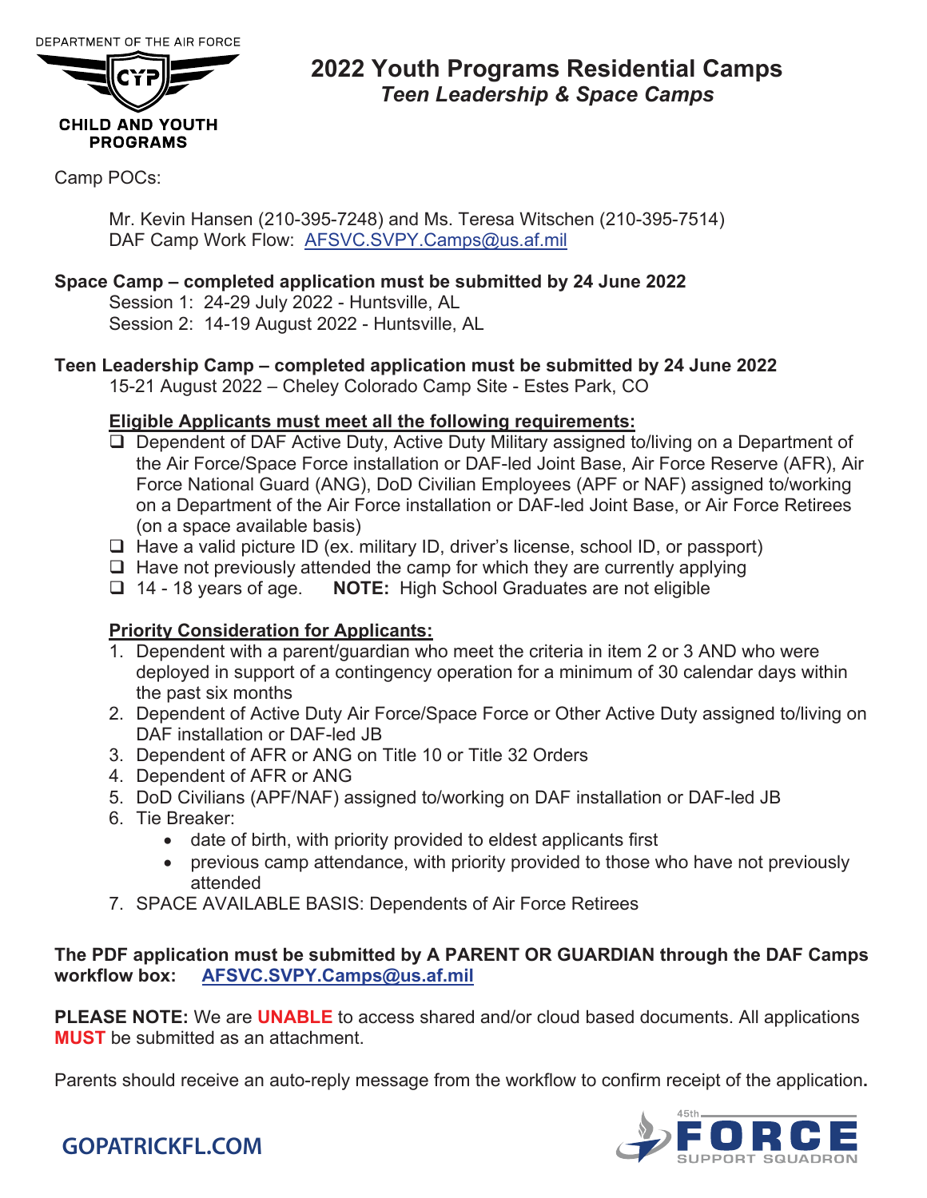DEPARTMENT OF THE AIR FORCE

CHILD AND YOUTH PROGRAMS

# 2022 Youth Programs Residential Camps

## *Teen Leadership & Space Camps*

Camp POCs:

Mr. Kevin Hansen (210-395-7248) and Ms. Teresa Witschen (210-395-7514)
DAF Camp Work Flow: AFSVC.SVPY.Camps@us.af.mil

**Space Camp – completed application must be submitted by 24 June 2022**
Session 1: 24-29 July 2022 - Huntsville, AL
Session 2: 14-19 August 2022 - Huntsville, AL

**Teen Leadership Camp – completed application must be submitted by 24 June 2022**
15-21 August 2022 – Cheley Colorado Camp Site - Estes Park, CO

**Eligible Applicants must meet all the following requirements:**

- ❑ Dependent of DAF Active Duty, Active Duty Military assigned to/living on a Department of the Air Force/Space Force installation or DAF-led Joint Base, Air Force Reserve (AFR), Air Force National Guard (ANG), DoD Civilian Employees (APF or NAF) assigned to/working on a Department of the Air Force installation or DAF-led Joint Base, or Air Force Retirees (on a space available basis)
- ❑ Have a valid picture ID (ex. military ID, driver's license, school ID, or passport)
- ❑ Have not previously attended the camp for which they are currently applying
- ❑ 14 - 18 years of age. **NOTE:** High School Graduates are not eligible

**Priority Consideration for Applicants:**

1. Dependent with a parent/guardian who meet the criteria in item 2 or 3 AND who were deployed in support of a contingency operation for a minimum of 30 calendar days within the past six months
2. Dependent of Active Duty Air Force/Space Force or Other Active Duty assigned to/living on DAF installation or DAF-led JB
3. Dependent of AFR or ANG on Title 10 or Title 32 Orders
4. Dependent of AFR or ANG
5. DoD Civilians (APF/NAF) assigned to/working on DAF installation or DAF-led JB
6. Tie Breaker:
   - date of birth, with priority provided to eldest applicants first
   - previous camp attendance, with priority provided to those who have not previously attended
7. SPACE AVAILABLE BASIS: Dependents of Air Force Retirees

**The PDF application must be submitted by A PARENT OR GUARDIAN through the DAF Camps workflow box: AFSVC.SVPY.Camps@us.af.mil**

**PLEASE NOTE:** We are **UNABLE** to access shared and/or cloud based documents. All applications **MUST** be submitted as an attachment.

Parents should receive an auto-reply message from the workflow to confirm receipt of the application.

GOPATRICKFL.COM

45th FORCE SUPPORT SQUADRON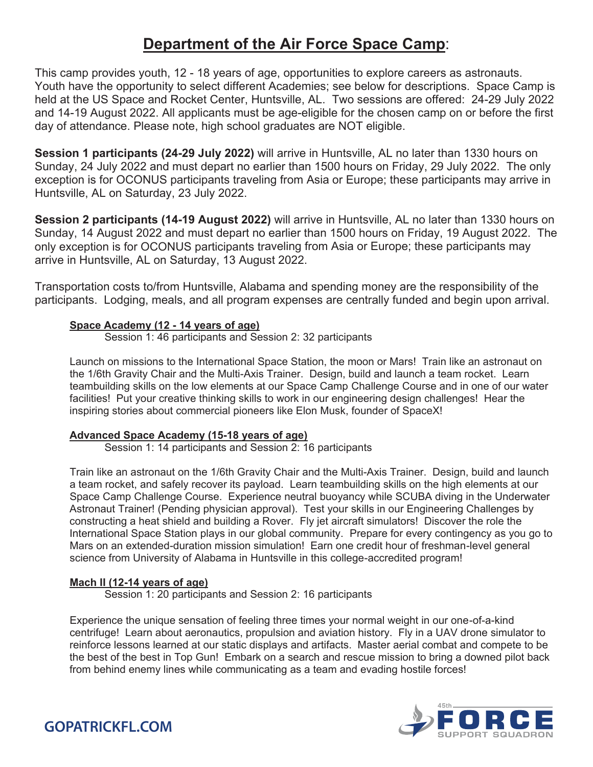# **Department of the Air Force Space Camp**:

This camp provides youth, 12 - 18 years of age, opportunities to explore careers as astronauts. Youth have the opportunity to select different Academies; see below for descriptions. Space Camp is held at the US Space and Rocket Center, Huntsville, AL. Two sessions are offered: 24-29 July 2022 and 14-19 August 2022. All applicants must be age-eligible for the chosen camp on or before the first day of attendance. Please note, high school graduates are NOT eligible.

**Session 1 participants (24-29 July 2022)** will arrive in Huntsville, AL no later than 1330 hours on Sunday, 24 July 2022 and must depart no earlier than 1500 hours on Friday, 29 July 2022. The only exception is for OCONUS participants traveling from Asia or Europe; these participants may arrive in Huntsville, AL on Saturday, 23 July 2022.

**Session 2 participants (14-19 August 2022)** will arrive in Huntsville, AL no later than 1330 hours on Sunday, 14 August 2022 and must depart no earlier than 1500 hours on Friday, 19 August 2022. The only exception is for OCONUS participants traveling from Asia or Europe; these participants may arrive in Huntsville, AL on Saturday, 13 August 2022.

Transportation costs to/from Huntsville, Alabama and spending money are the responsibility of the participants. Lodging, meals, and all program expenses are centrally funded and begin upon arrival.

**Space Academy (12 - 14 years of age)**

Session 1: 46 participants and Session 2: 32 participants

Launch on missions to the International Space Station, the moon or Mars! Train like an astronaut on the 1/6th Gravity Chair and the Multi-Axis Trainer. Design, build and launch a team rocket. Learn teambuilding skills on the low elements at our Space Camp Challenge Course and in one of our water facilities! Put your creative thinking skills to work in our engineering design challenges! Hear the inspiring stories about commercial pioneers like Elon Musk, founder of SpaceX!

**Advanced Space Academy (15-18 years of age)**

Session 1: 14 participants and Session 2: 16 participants

Train like an astronaut on the 1/6th Gravity Chair and the Multi-Axis Trainer. Design, build and launch a team rocket, and safely recover its payload. Learn teambuilding skills on the high elements at our Space Camp Challenge Course. Experience neutral buoyancy while SCUBA diving in the Underwater Astronaut Trainer! (Pending physician approval). Test your skills in our Engineering Challenges by constructing a heat shield and building a Rover. Fly jet aircraft simulators! Discover the role the International Space Station plays in our global community. Prepare for every contingency as you go to Mars on an extended-duration mission simulation! Earn one credit hour of freshman-level general science from University of Alabama in Huntsville in this college-accredited program!

**Mach II (12-14 years of age)**

Session 1: 20 participants and Session 2: 16 participants

Experience the unique sensation of feeling three times your normal weight in our one-of-a-kind centrifuge! Learn about aeronautics, propulsion and aviation history. Fly in a UAV drone simulator to reinforce lessons learned at our static displays and artifacts. Master aerial combat and compete to be the best of the best in Top Gun! Embark on a search and rescue mission to bring a downed pilot back from behind enemy lines while communicating as a team and evading hostile forces!

GOPATRICKFL.COM

45th FORCE SUPPORT SQUADRON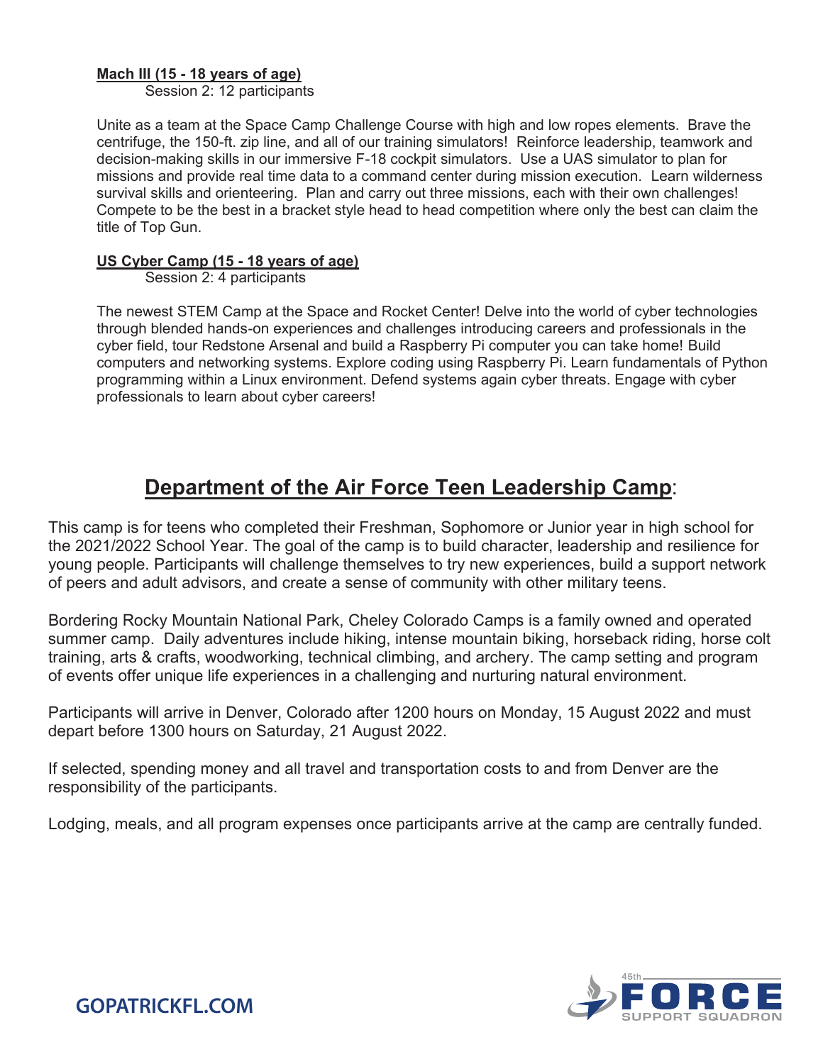**Mach III (15 - 18 years of age)**

Session 2: 12 participants

Unite as a team at the Space Camp Challenge Course with high and low ropes elements. Brave the centrifuge, the 150-ft. zip line, and all of our training simulators! Reinforce leadership, teamwork and decision-making skills in our immersive F-18 cockpit simulators. Use a UAS simulator to plan for missions and provide real time data to a command center during mission execution. Learn wilderness survival skills and orienteering. Plan and carry out three missions, each with their own challenges! Compete to be the best in a bracket style head to head competition where only the best can claim the title of Top Gun.

**US Cyber Camp (15 - 18 years of age)**

Session 2: 4 participants

The newest STEM Camp at the Space and Rocket Center! Delve into the world of cyber technologies through blended hands-on experiences and challenges introducing careers and professionals in the cyber field, tour Redstone Arsenal and build a Raspberry Pi computer you can take home! Build computers and networking systems. Explore coding using Raspberry Pi. Learn fundamentals of Python programming within a Linux environment. Defend systems again cyber threats. Engage with cyber professionals to learn about cyber careers!

## Department of the Air Force Teen Leadership Camp:

This camp is for teens who completed their Freshman, Sophomore or Junior year in high school for the 2021/2022 School Year. The goal of the camp is to build character, leadership and resilience for young people. Participants will challenge themselves to try new experiences, build a support network of peers and adult advisors, and create a sense of community with other military teens.

Bordering Rocky Mountain National Park, Cheley Colorado Camps is a family owned and operated summer camp. Daily adventures include hiking, intense mountain biking, horseback riding, horse colt training, arts & crafts, woodworking, technical climbing, and archery. The camp setting and program of events offer unique life experiences in a challenging and nurturing natural environment.

Participants will arrive in Denver, Colorado after 1200 hours on Monday, 15 August 2022 and must depart before 1300 hours on Saturday, 21 August 2022.

If selected, spending money and all travel and transportation costs to and from Denver are the responsibility of the participants.

Lodging, meals, and all program expenses once participants arrive at the camp are centrally funded.